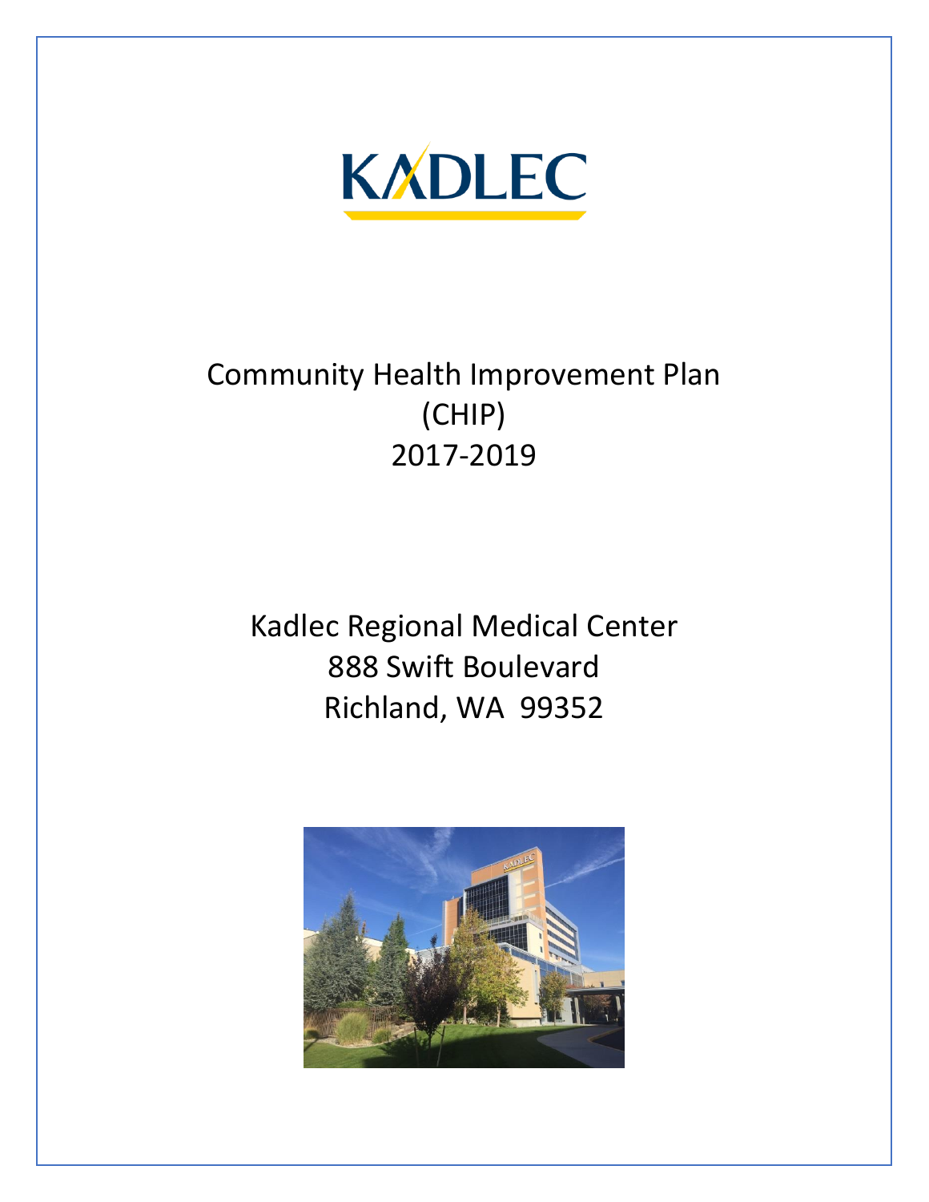KADLEC

# Community Health Improvement Plan (CHIP) 2017-2019

Kadlec Regional Medical Center
888 Swift Boulevard
Richland, WA 99352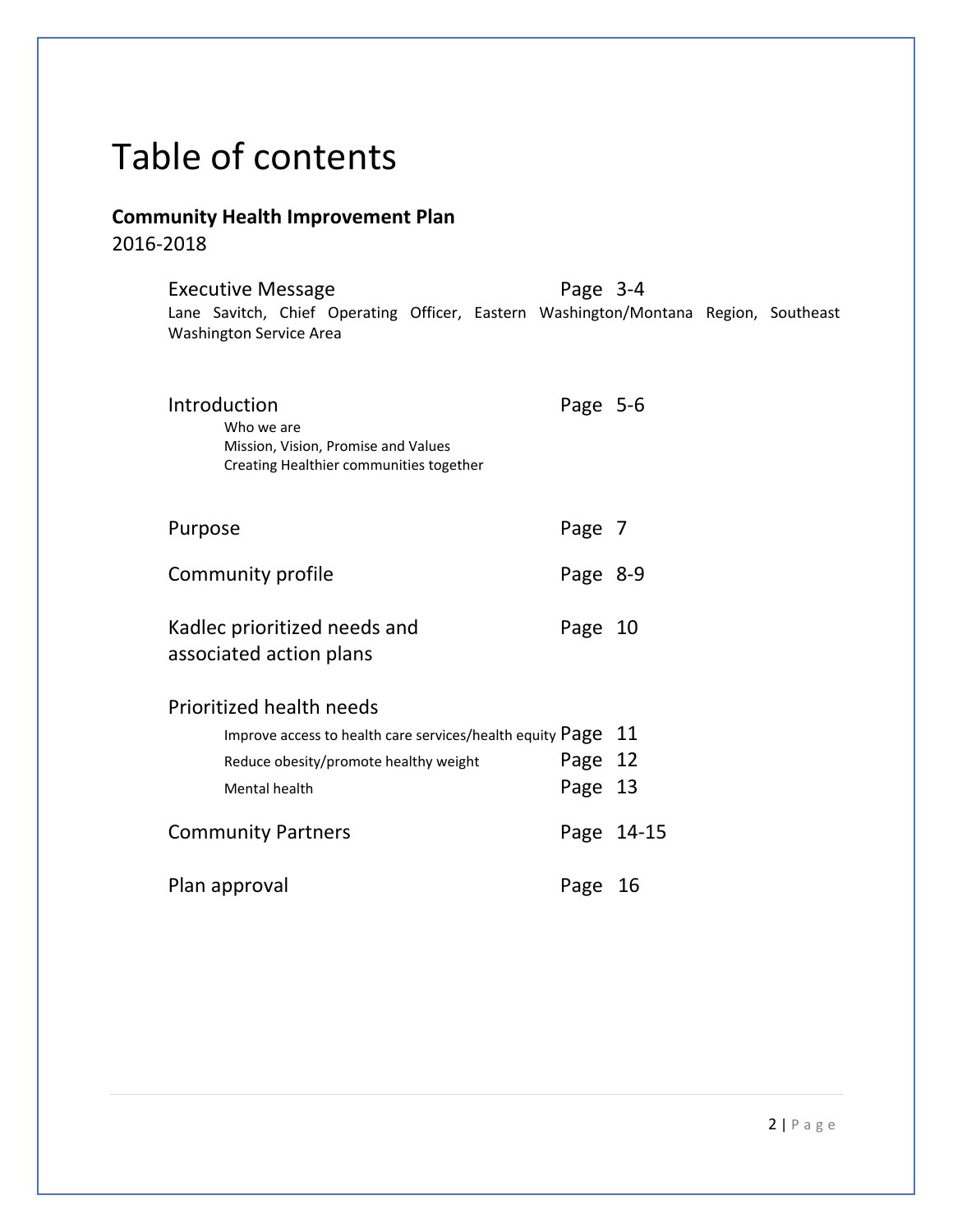# Table of contents

**Community Health Improvement Plan**

2016-2018

| | |
|---|---|
| Executive Message<br>Lane Savitch, Chief Operating Officer, Eastern Washington/Montana Region, Southeast Washington Service Area | Page 3-4 |
| Introduction<br>Who we are<br>Mission, Vision, Promise and Values<br>Creating Healthier communities together | Page 5-6 |
| Purpose | Page 7 |
| Community profile | Page 8-9 |
| Kadlec prioritized needs and associated action plans | Page 10 |
| Prioritized health needs | |
| Improve access to health care services/health equity | Page 11 |
| Reduce obesity/promote healthy weight | Page 12 |
| Mental health | Page 13 |
| Community Partners | Page 14-15 |
| Plan approval | Page 16 |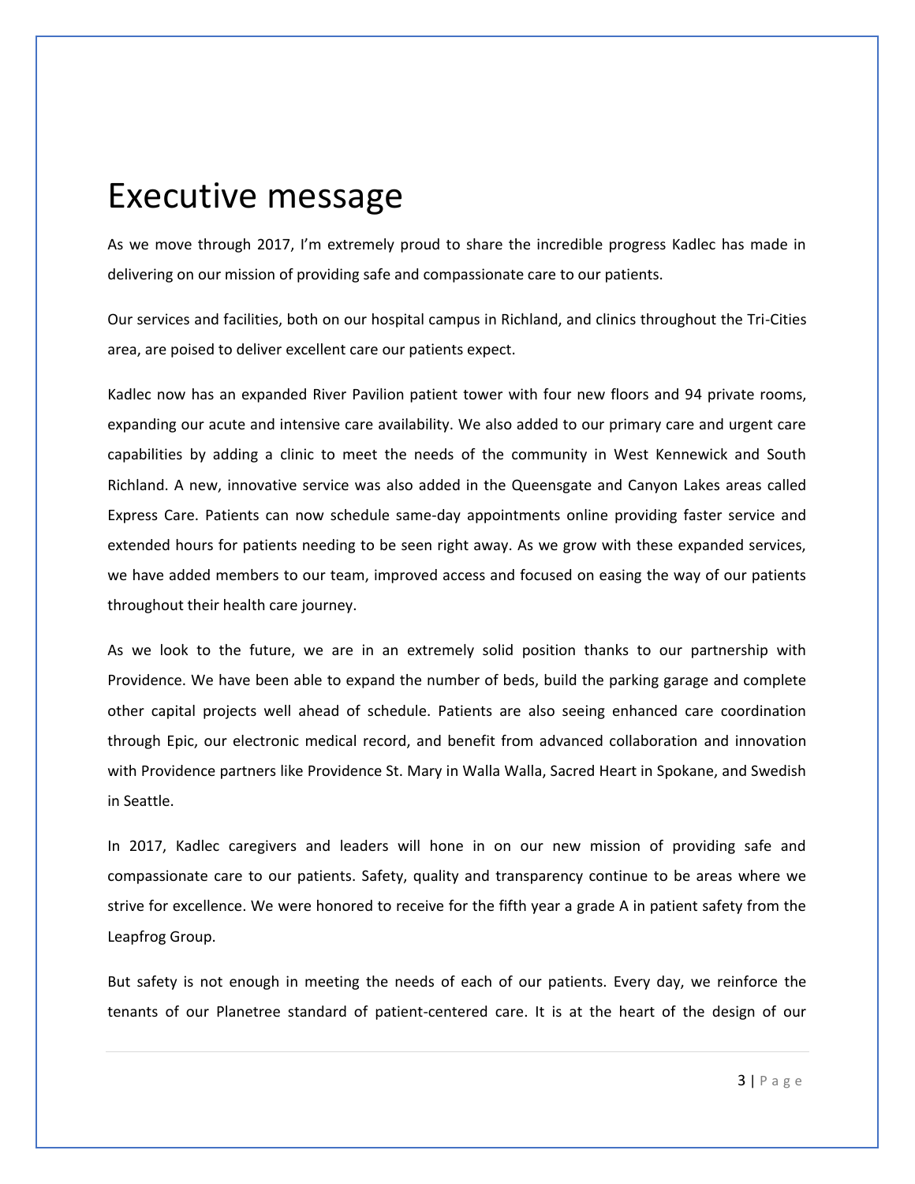# Executive message

As we move through 2017, I'm extremely proud to share the incredible progress Kadlec has made in delivering on our mission of providing safe and compassionate care to our patients.

Our services and facilities, both on our hospital campus in Richland, and clinics throughout the Tri-Cities area, are poised to deliver excellent care our patients expect.

Kadlec now has an expanded River Pavilion patient tower with four new floors and 94 private rooms, expanding our acute and intensive care availability. We also added to our primary care and urgent care capabilities by adding a clinic to meet the needs of the community in West Kennewick and South Richland. A new, innovative service was also added in the Queensgate and Canyon Lakes areas called Express Care. Patients can now schedule same-day appointments online providing faster service and extended hours for patients needing to be seen right away. As we grow with these expanded services, we have added members to our team, improved access and focused on easing the way of our patients throughout their health care journey.

As we look to the future, we are in an extremely solid position thanks to our partnership with Providence. We have been able to expand the number of beds, build the parking garage and complete other capital projects well ahead of schedule. Patients are also seeing enhanced care coordination through Epic, our electronic medical record, and benefit from advanced collaboration and innovation with Providence partners like Providence St. Mary in Walla Walla, Sacred Heart in Spokane, and Swedish in Seattle.

In 2017, Kadlec caregivers and leaders will hone in on our new mission of providing safe and compassionate care to our patients. Safety, quality and transparency continue to be areas where we strive for excellence. We were honored to receive for the fifth year a grade A in patient safety from the Leapfrog Group.

But safety is not enough in meeting the needs of each of our patients. Every day, we reinforce the tenants of our Planetree standard of patient-centered care. It is at the heart of the design of our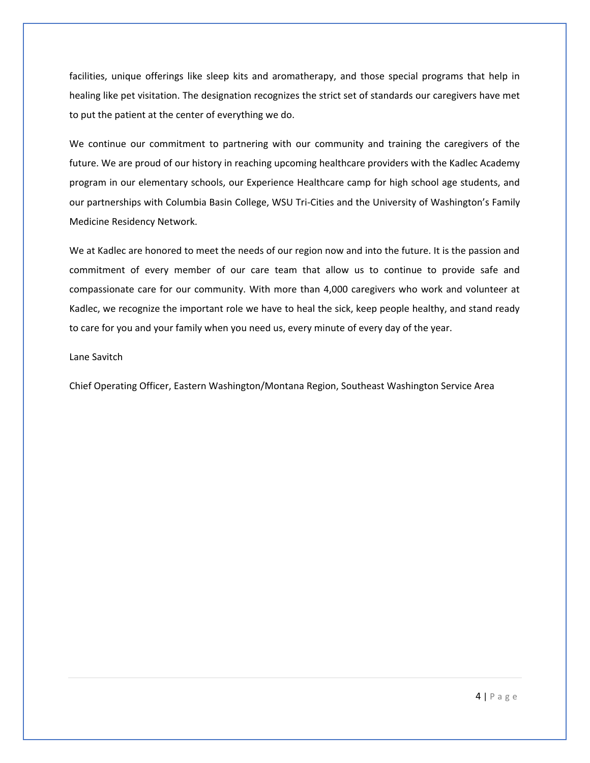facilities, unique offerings like sleep kits and aromatherapy, and those special programs that help in healing like pet visitation. The designation recognizes the strict set of standards our caregivers have met to put the patient at the center of everything we do.

We continue our commitment to partnering with our community and training the caregivers of the future. We are proud of our history in reaching upcoming healthcare providers with the Kadlec Academy program in our elementary schools, our Experience Healthcare camp for high school age students, and our partnerships with Columbia Basin College, WSU Tri-Cities and the University of Washington's Family Medicine Residency Network.

We at Kadlec are honored to meet the needs of our region now and into the future. It is the passion and commitment of every member of our care team that allow us to continue to provide safe and compassionate care for our community. With more than 4,000 caregivers who work and volunteer at Kadlec, we recognize the important role we have to heal the sick, keep people healthy, and stand ready to care for you and your family when you need us, every minute of every day of the year.

Lane Savitch

Chief Operating Officer, Eastern Washington/Montana Region, Southeast Washington Service Area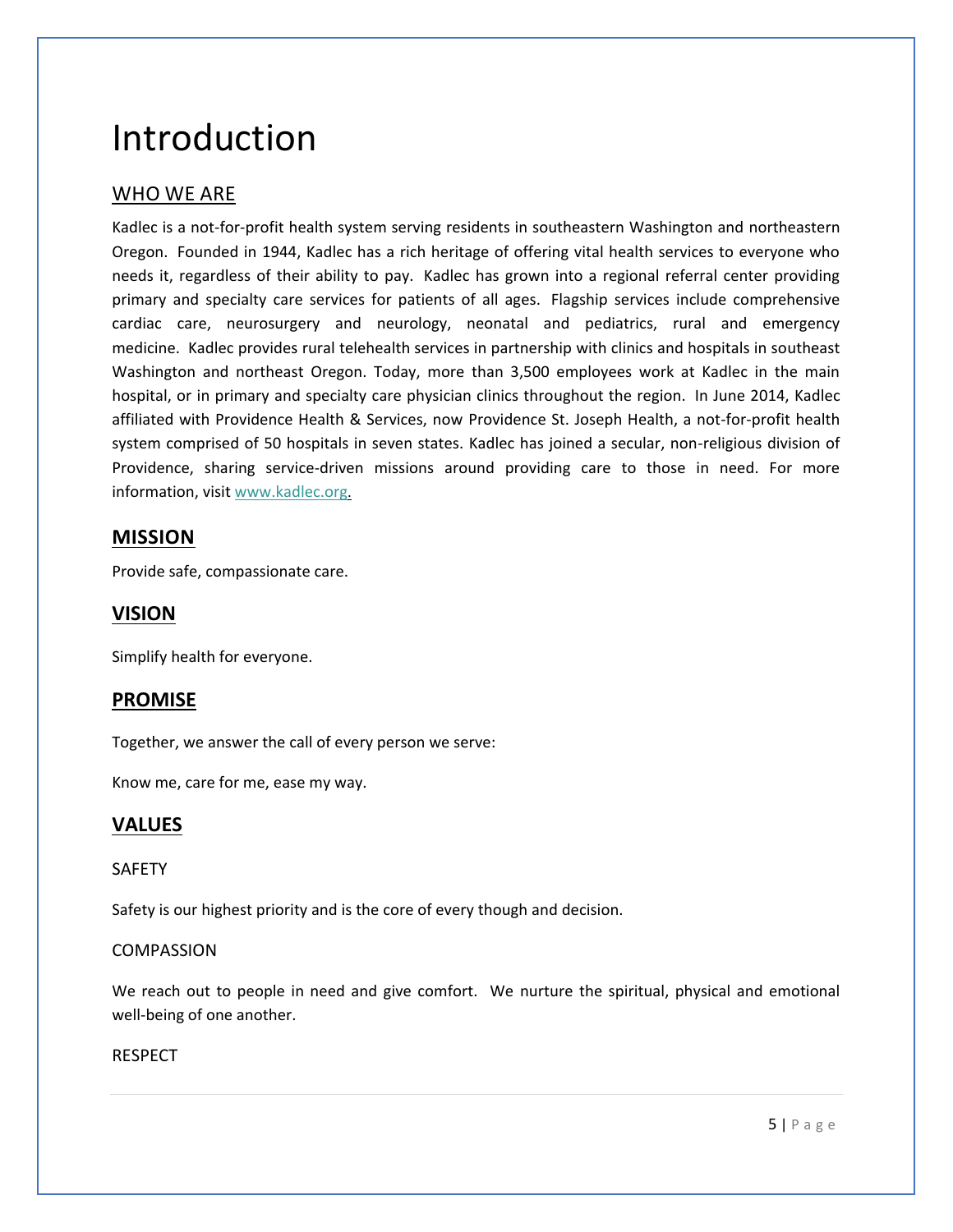# Introduction

## WHO WE ARE

Kadlec is a not-for-profit health system serving residents in southeastern Washington and northeastern Oregon. Founded in 1944, Kadlec has a rich heritage of offering vital health services to everyone who needs it, regardless of their ability to pay. Kadlec has grown into a regional referral center providing primary and specialty care services for patients of all ages. Flagship services include comprehensive cardiac care, neurosurgery and neurology, neonatal and pediatrics, rural and emergency medicine. Kadlec provides rural telehealth services in partnership with clinics and hospitals in southeast Washington and northeast Oregon. Today, more than 3,500 employees work at Kadlec in the main hospital, or in primary and specialty care physician clinics throughout the region. In June 2014, Kadlec affiliated with Providence Health & Services, now Providence St. Joseph Health, a not-for-profit health system comprised of 50 hospitals in seven states. Kadlec has joined a secular, non-religious division of Providence, sharing service-driven missions around providing care to those in need. For more information, visit www.kadlec.org.

## MISSION

Provide safe, compassionate care.

## VISION

Simplify health for everyone.

## PROMISE

Together, we answer the call of every person we serve:

Know me, care for me, ease my way.

## VALUES

SAFETY

Safety is our highest priority and is the core of every though and decision.

COMPASSION

We reach out to people in need and give comfort. We nurture the spiritual, physical and emotional well-being of one another.

RESPECT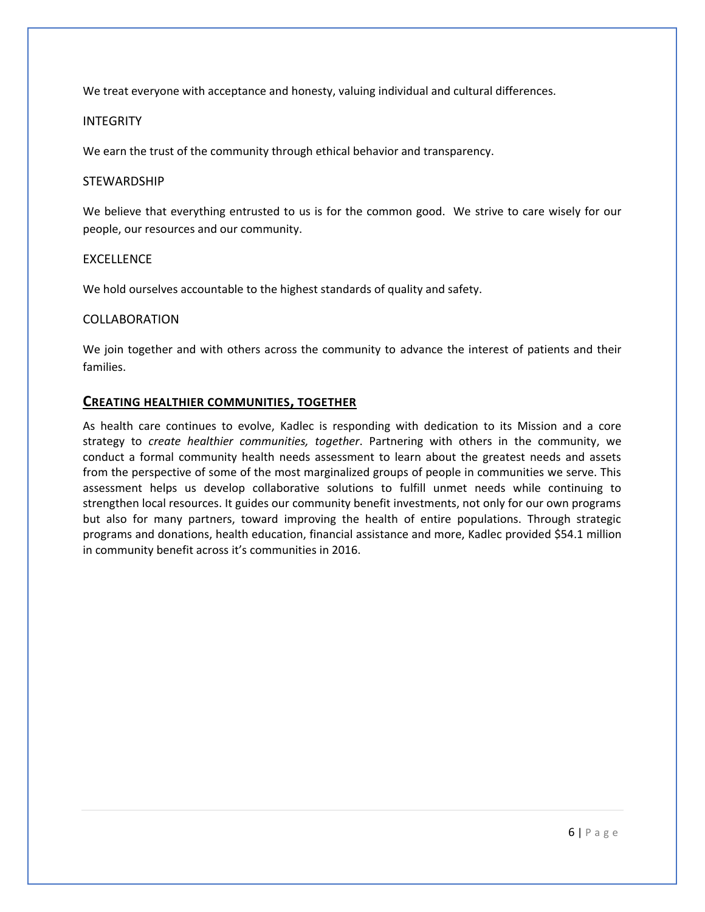We treat everyone with acceptance and honesty, valuing individual and cultural differences.

INTEGRITY

We earn the trust of the community through ethical behavior and transparency.

STEWARDSHIP

We believe that everything entrusted to us is for the common good. We strive to care wisely for our people, our resources and our community.

EXCELLENCE

We hold ourselves accountable to the highest standards of quality and safety.

COLLABORATION

We join together and with others across the community to advance the interest of patients and their families.

## CREATING HEALTHIER COMMUNITIES, TOGETHER

As health care continues to evolve, Kadlec is responding with dedication to its Mission and a core strategy to *create healthier communities, together*. Partnering with others in the community, we conduct a formal community health needs assessment to learn about the greatest needs and assets from the perspective of some of the most marginalized groups of people in communities we serve. This assessment helps us develop collaborative solutions to fulfill unmet needs while continuing to strengthen local resources. It guides our community benefit investments, not only for our own programs but also for many partners, toward improving the health of entire populations. Through strategic programs and donations, health education, financial assistance and more, Kadlec provided $54.1 million in community benefit across it's communities in 2016.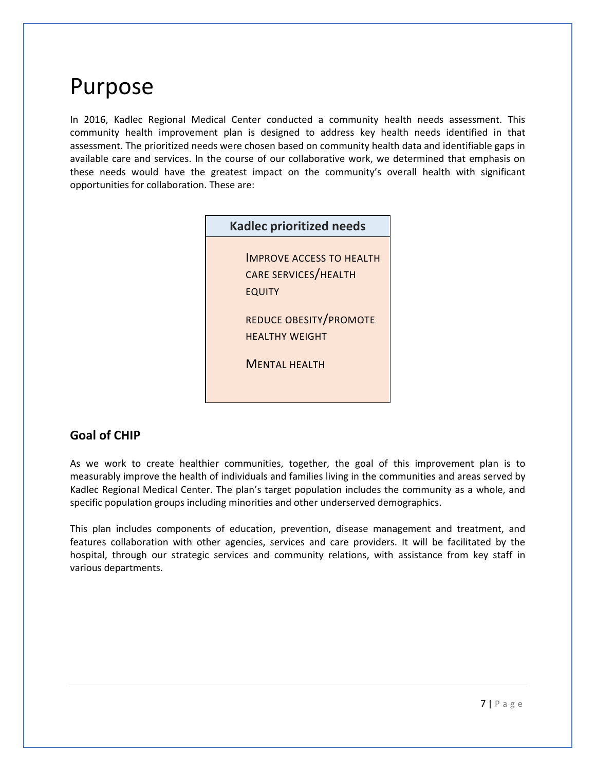# Purpose

In 2016, Kadlec Regional Medical Center conducted a community health needs assessment. This community health improvement plan is designed to address key health needs identified in that assessment. The prioritized needs were chosen based on community health data and identifiable gaps in available care and services. In the course of our collaborative work, we determined that emphasis on these needs would have the greatest impact on the community's overall health with significant opportunities for collaboration. These are:

| Kadlec prioritized needs |
|---|
| IMPROVE ACCESS TO HEALTH CARE SERVICES/HEALTH EQUITY |
| REDUCE OBESITY/PROMOTE HEALTHY WEIGHT |
| MENTAL HEALTH |

## Goal of CHIP

As we work to create healthier communities, together, the goal of this improvement plan is to measurably improve the health of individuals and families living in the communities and areas served by Kadlec Regional Medical Center. The plan's target population includes the community as a whole, and specific population groups including minorities and other underserved demographics.

This plan includes components of education, prevention, disease management and treatment, and features collaboration with other agencies, services and care providers. It will be facilitated by the hospital, through our strategic services and community relations, with assistance from key staff in various departments.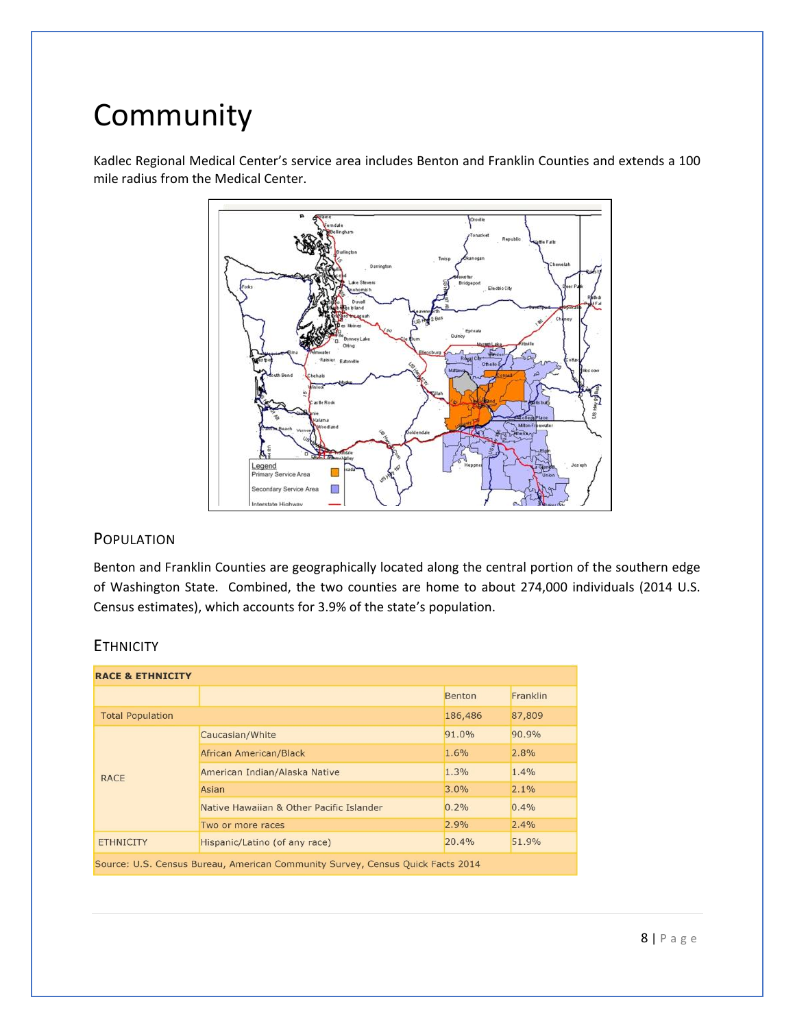# Community

Kadlec Regional Medical Center's service area includes Benton and Franklin Counties and extends a 100 mile radius from the Medical Center.

## Population

Benton and Franklin Counties are geographically located along the central portion of the southern edge of Washington State. Combined, the two counties are home to about 274,000 individuals (2014 U.S. Census estimates), which accounts for 3.9% of the state's population.

## Ethnicity

| RACE & ETHNICITY | | | |
|---|---|---|---|
| | | Benton | Franklin |
| Total Population | | 186,486 | 87,809 |
| RACE | Caucasian/White | 91.0% | 90.9% |
| | African American/Black | 1.6% | 2.8% |
| | American Indian/Alaska Native | 1.3% | 1.4% |
| | Asian | 3.0% | 2.1% |
| | Native Hawaiian & Other Pacific Islander | 0.2% | 0.4% |
| | Two or more races | 2.9% | 2.4% |
| ETHNICITY | Hispanic/Latino (of any race) | 20.4% | 51.9% |
| Source: U.S. Census Bureau, American Community Survey, Census Quick Facts 2014 | | | |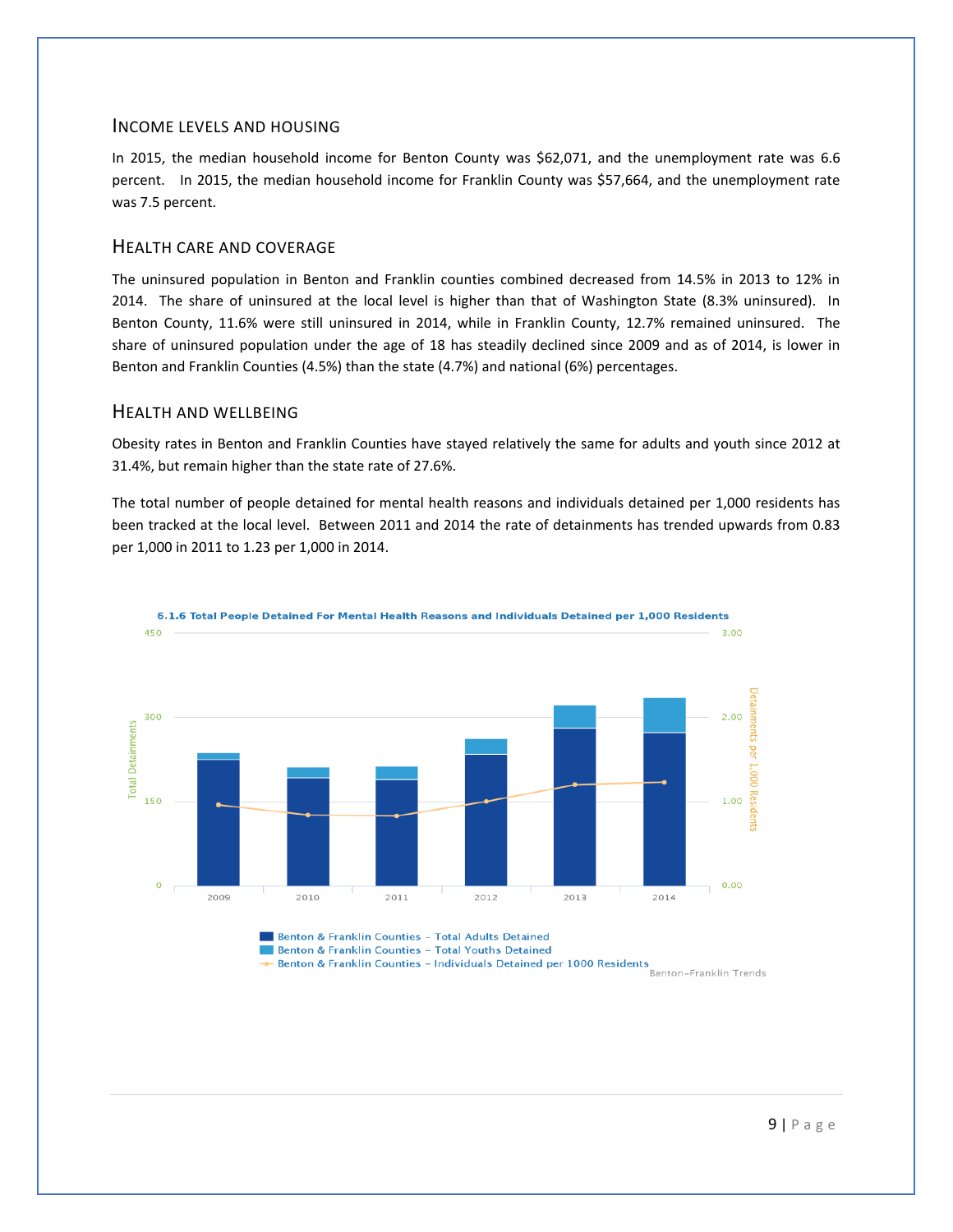## Income Levels and Housing

In 2015, the median household income for Benton County was $62,071, and the unemployment rate was 6.6 percent. In 2015, the median household income for Franklin County was $57,664, and the unemployment rate was 7.5 percent.

## Health Care and Coverage

The uninsured population in Benton and Franklin counties combined decreased from 14.5% in 2013 to 12% in 2014. The share of uninsured at the local level is higher than that of Washington State (8.3% uninsured). In Benton County, 11.6% were still uninsured in 2014, while in Franklin County, 12.7% remained uninsured. The share of uninsured population under the age of 18 has steadily declined since 2009 and as of 2014, is lower in Benton and Franklin Counties (4.5%) than the state (4.7%) and national (6%) percentages.

## Health and Wellbeing

Obesity rates in Benton and Franklin Counties have stayed relatively the same for adults and youth since 2012 at 31.4%, but remain higher than the state rate of 27.6%.

The total number of people detained for mental health reasons and individuals detained per 1,000 residents has been tracked at the local level. Between 2011 and 2014 the rate of detainments has trended upwards from 0.83 per 1,000 in 2011 to 1.23 per 1,000 in 2014.

**6.1.6 Total People Detained For Mental Health Reasons and Individuals Detained per 1,000 Residents**

- Benton & Franklin Counties – Total Adults Detained
- Benton & Franklin Counties – Total Youths Detained
- Benton & Franklin Counties – Individuals Detained per 1000 Residents

Benton-Franklin Trends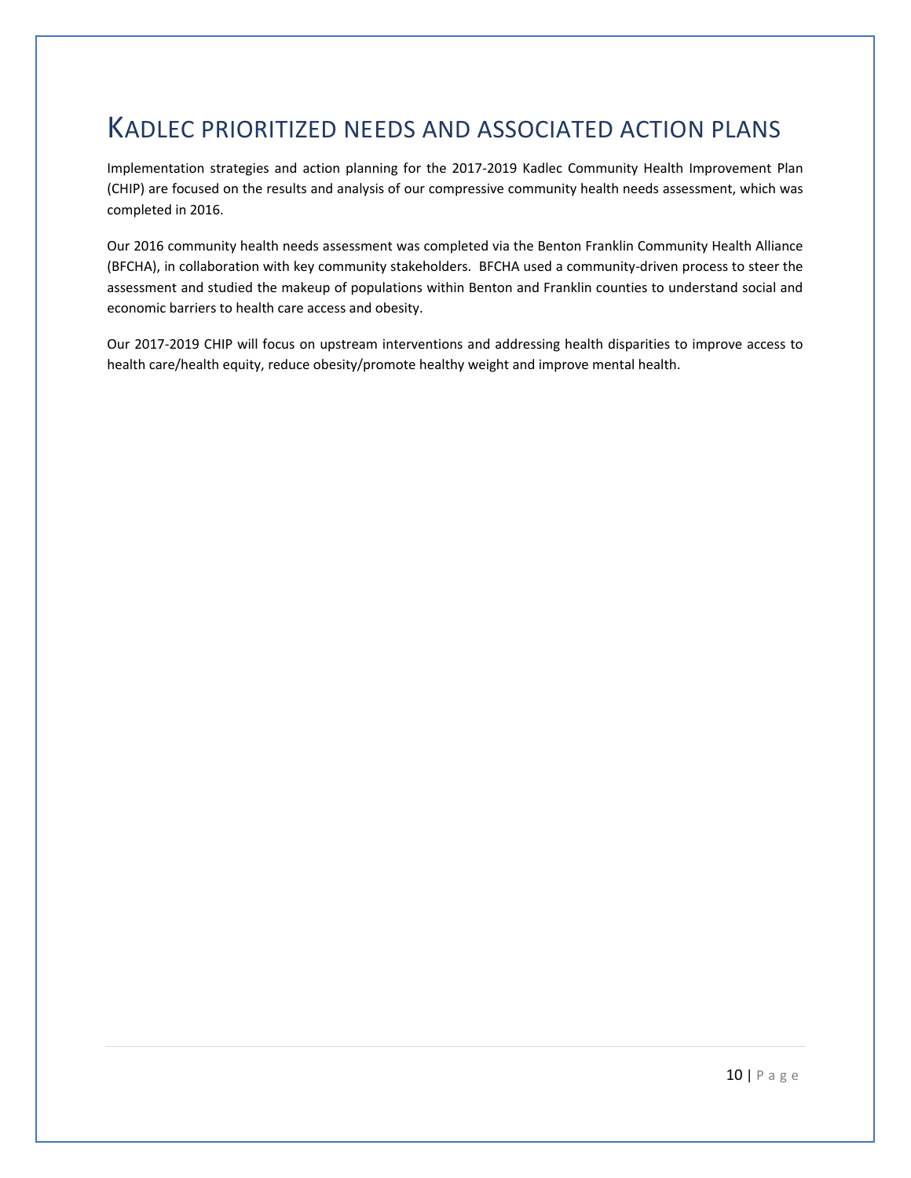# KADLEC PRIORITIZED NEEDS AND ASSOCIATED ACTION PLANS

Implementation strategies and action planning for the 2017-2019 Kadlec Community Health Improvement Plan (CHIP) are focused on the results and analysis of our compressive community health needs assessment, which was completed in 2016.

Our 2016 community health needs assessment was completed via the Benton Franklin Community Health Alliance (BFCHA), in collaboration with key community stakeholders. BFCHA used a community-driven process to steer the assessment and studied the makeup of populations within Benton and Franklin counties to understand social and economic barriers to health care access and obesity.

Our 2017-2019 CHIP will focus on upstream interventions and addressing health disparities to improve access to health care/health equity, reduce obesity/promote healthy weight and improve mental health.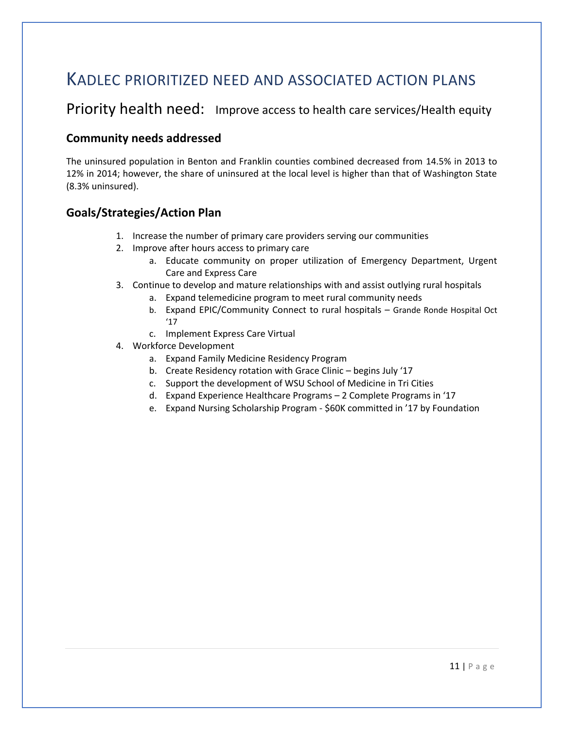# KADLEC PRIORITIZED NEED AND ASSOCIATED ACTION PLANS

## Priority health need: Improve access to health care services/Health equity

### Community needs addressed

The uninsured population in Benton and Franklin counties combined decreased from 14.5% in 2013 to 12% in 2014; however, the share of uninsured at the local level is higher than that of Washington State (8.3% uninsured).

### Goals/Strategies/Action Plan

1. Increase the number of primary care providers serving our communities
2. Improve after hours access to primary care
   a. Educate community on proper utilization of Emergency Department, Urgent Care and Express Care
3. Continue to develop and mature relationships with and assist outlying rural hospitals
   a. Expand telemedicine program to meet rural community needs
   b. Expand EPIC/Community Connect to rural hospitals – Grande Ronde Hospital Oct '17
   c. Implement Express Care Virtual
4. Workforce Development
   a. Expand Family Medicine Residency Program
   b. Create Residency rotation with Grace Clinic – begins July '17
   c. Support the development of WSU School of Medicine in Tri Cities
   d. Expand Experience Healthcare Programs – 2 Complete Programs in '17
   e. Expand Nursing Scholarship Program - $60K committed in '17 by Foundation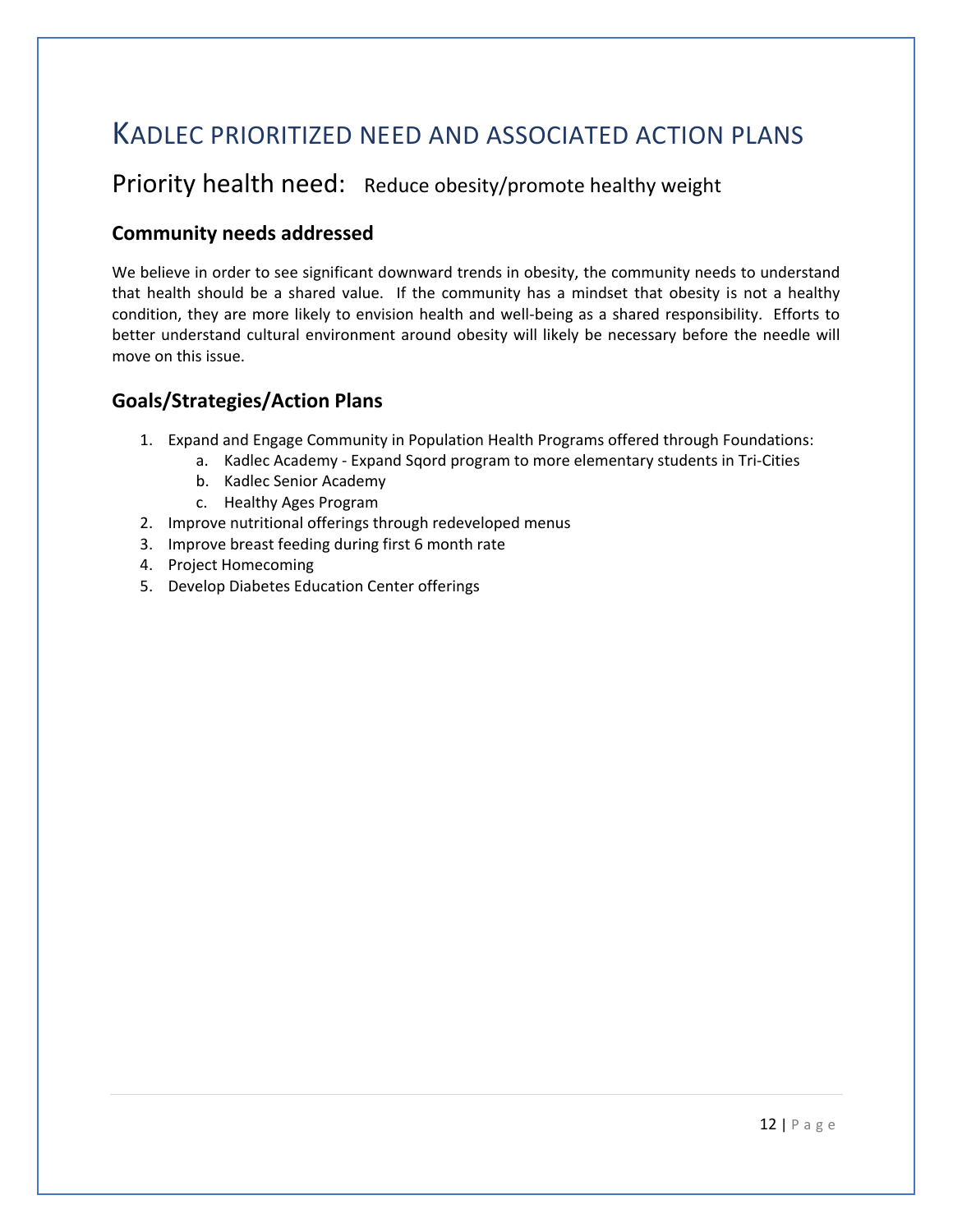# Kadlec prioritized need and associated action plans

## Priority health need: Reduce obesity/promote healthy weight

### Community needs addressed

We believe in order to see significant downward trends in obesity, the community needs to understand that health should be a shared value. If the community has a mindset that obesity is not a healthy condition, they are more likely to envision health and well-being as a shared responsibility. Efforts to better understand cultural environment around obesity will likely be necessary before the needle will move on this issue.

### Goals/Strategies/Action Plans

1. Expand and Engage Community in Population Health Programs offered through Foundations:
   a. Kadlec Academy - Expand Sqord program to more elementary students in Tri-Cities
   b. Kadlec Senior Academy
   c. Healthy Ages Program
2. Improve nutritional offerings through redeveloped menus
3. Improve breast feeding during first 6 month rate
4. Project Homecoming
5. Develop Diabetes Education Center offerings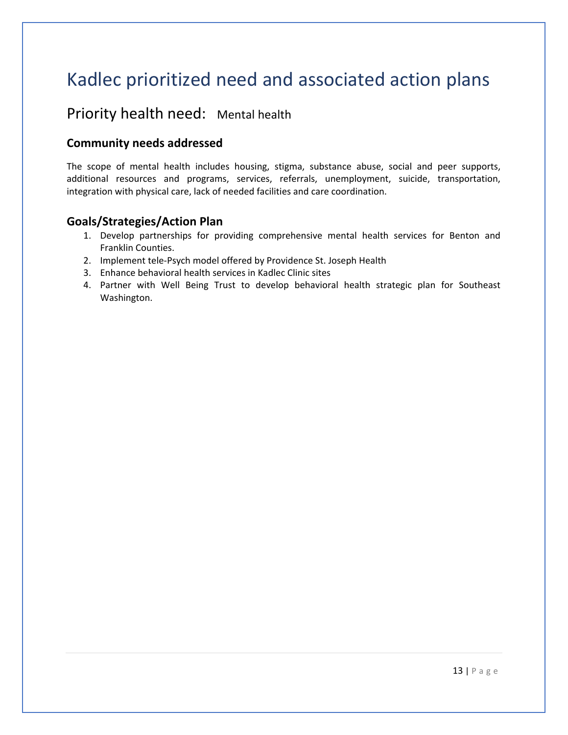# Kadlec prioritized need and associated action plans

## Priority health need: Mental health

### Community needs addressed

The scope of mental health includes housing, stigma, substance abuse, social and peer supports, additional resources and programs, services, referrals, unemployment, suicide, transportation, integration with physical care, lack of needed facilities and care coordination.

### Goals/Strategies/Action Plan

1. Develop partnerships for providing comprehensive mental health services for Benton and Franklin Counties.
2. Implement tele-Psych model offered by Providence St. Joseph Health
3. Enhance behavioral health services in Kadlec Clinic sites
4. Partner with Well Being Trust to develop behavioral health strategic plan for Southeast Washington.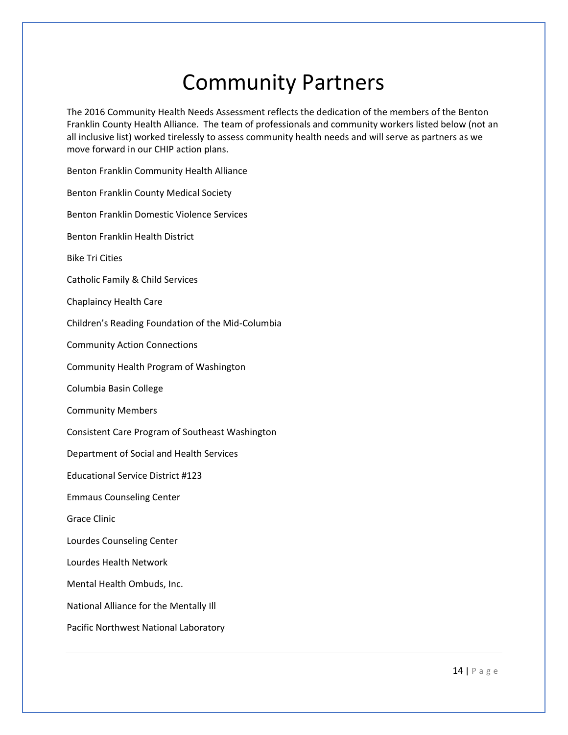# Community Partners

The 2016 Community Health Needs Assessment reflects the dedication of the members of the Benton Franklin County Health Alliance. The team of professionals and community workers listed below (not an all inclusive list) worked tirelessly to assess community health needs and will serve as partners as we move forward in our CHIP action plans.

Benton Franklin Community Health Alliance

Benton Franklin County Medical Society

Benton Franklin Domestic Violence Services

Benton Franklin Health District

Bike Tri Cities

Catholic Family & Child Services

Chaplaincy Health Care

Children's Reading Foundation of the Mid-Columbia

Community Action Connections

Community Health Program of Washington

Columbia Basin College

Community Members

Consistent Care Program of Southeast Washington

Department of Social and Health Services

Educational Service District #123

Emmaus Counseling Center

Grace Clinic

Lourdes Counseling Center

Lourdes Health Network

Mental Health Ombuds, Inc.

National Alliance for the Mentally Ill

Pacific Northwest National Laboratory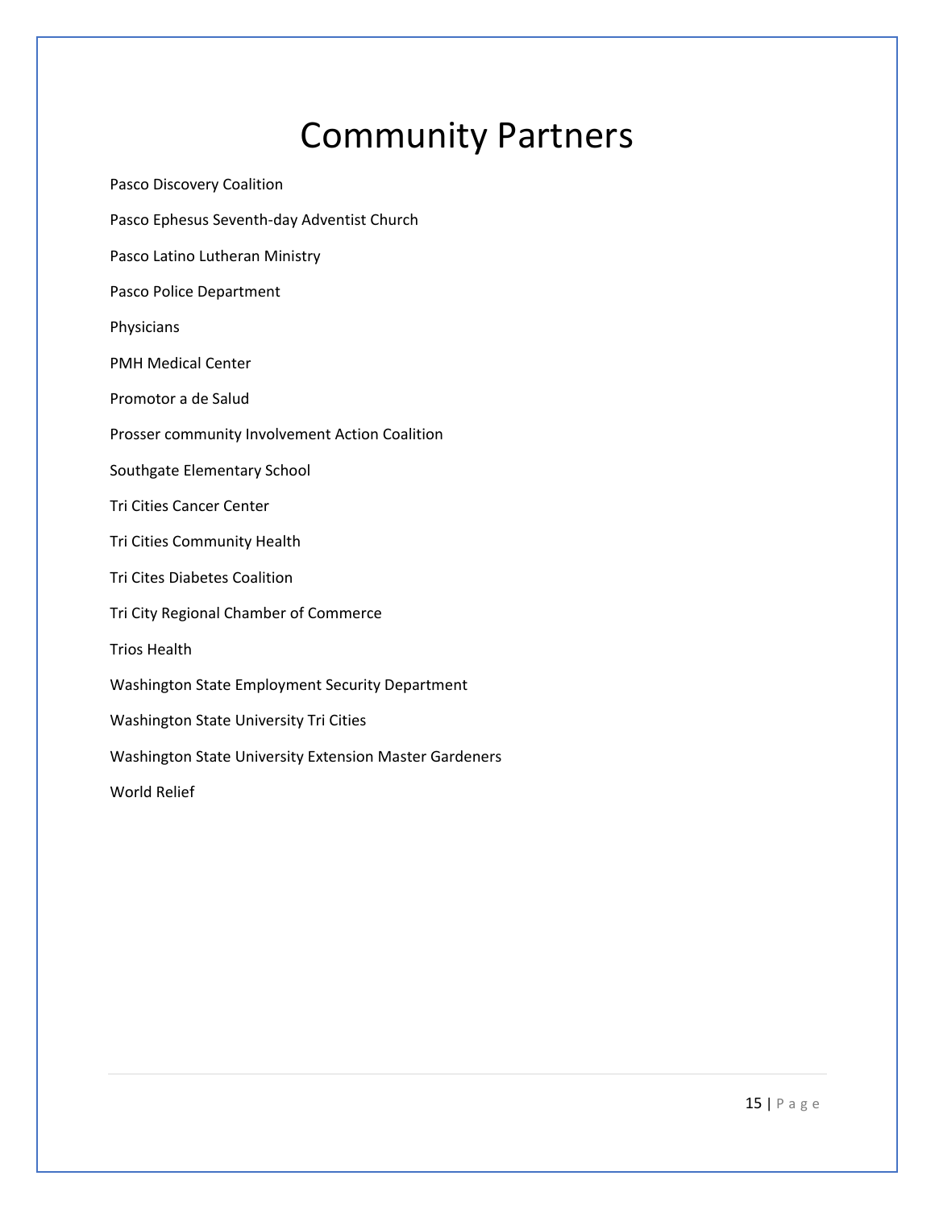# Community Partners

Pasco Discovery Coalition

Pasco Ephesus Seventh-day Adventist Church

Pasco Latino Lutheran Ministry

Pasco Police Department

Physicians

PMH Medical Center

Promotor a de Salud

Prosser community Involvement Action Coalition

Southgate Elementary School

Tri Cities Cancer Center

Tri Cities Community Health

Tri Cites Diabetes Coalition

Tri City Regional Chamber of Commerce

Trios Health

Washington State Employment Security Department

Washington State University Tri Cities

Washington State University Extension Master Gardeners

World Relief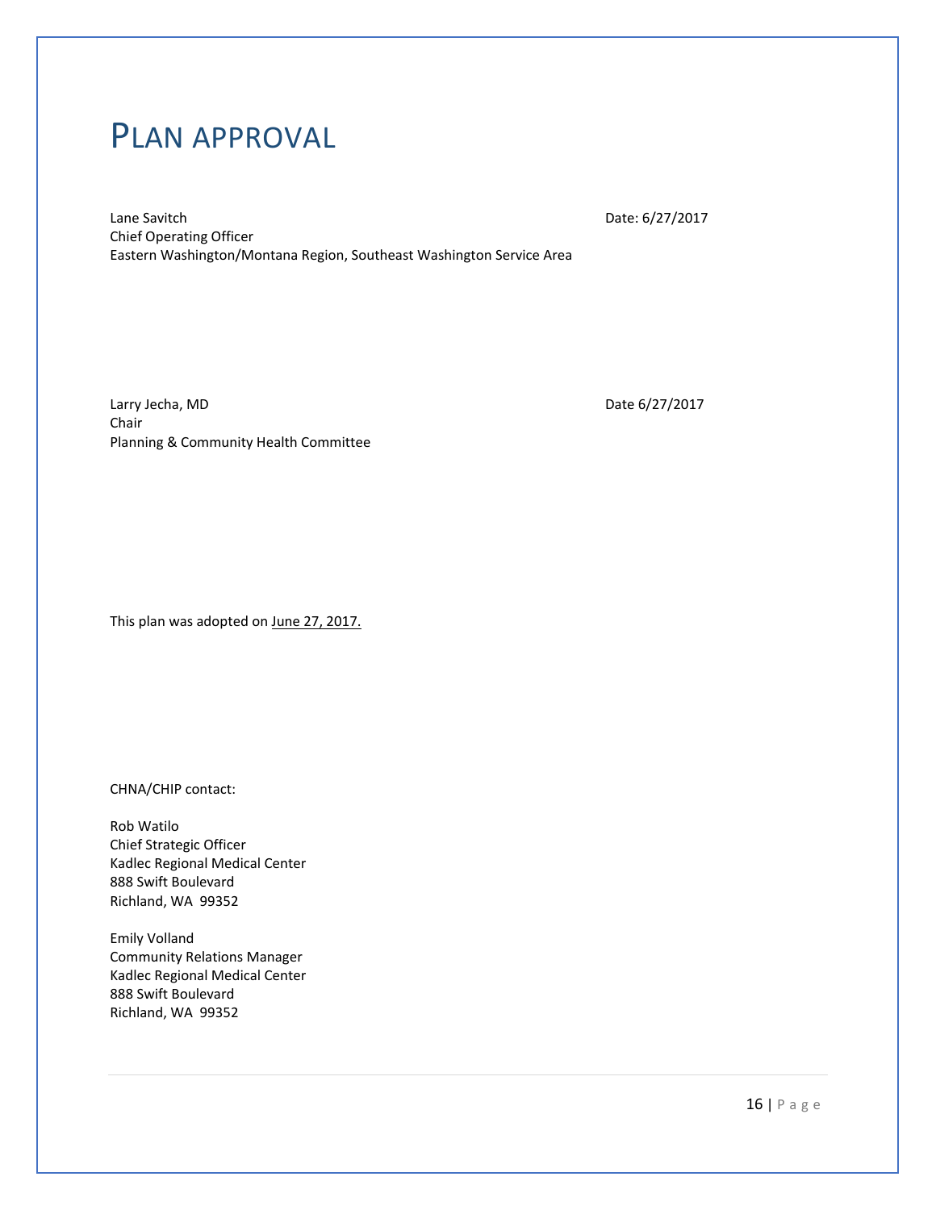# PLAN APPROVAL

Lane Savitch
Chief Operating Officer
Eastern Washington/Montana Region, Southeast Washington Service Area

Date: 6/27/2017

Larry Jecha, MD
Chair
Planning & Community Health Committee

Date 6/27/2017

This plan was adopted on June 27, 2017.

CHNA/CHIP contact:

Rob Watilo
Chief Strategic Officer
Kadlec Regional Medical Center
888 Swift Boulevard
Richland, WA 99352

Emily Volland
Community Relations Manager
Kadlec Regional Medical Center
888 Swift Boulevard
Richland, WA 99352